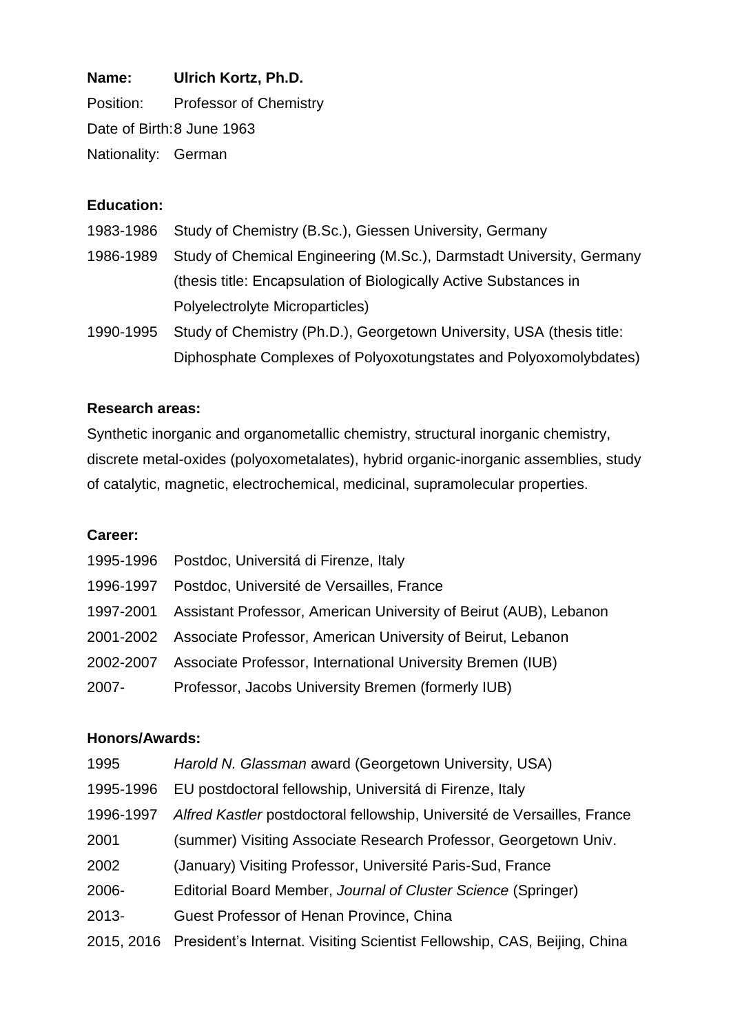**Name:** **Ulrich Kortz, Ph.D.**

Position: Professor of Chemistry

Date of Birth: 8 June 1963

Nationality: German

**Education:**

1983-1986 Study of Chemistry (B.Sc.), Giessen University, Germany

1986-1989 Study of Chemical Engineering (M.Sc.), Darmstadt University, Germany (thesis title: Encapsulation of Biologically Active Substances in Polyelectrolyte Microparticles)

1990-1995 Study of Chemistry (Ph.D.), Georgetown University, USA (thesis title: Diphosphate Complexes of Polyoxotungstates and Polyoxomolybdates)

**Research areas:**

Synthetic inorganic and organometallic chemistry, structural inorganic chemistry, discrete metal-oxides (polyoxometalates), hybrid organic-inorganic assemblies, study of catalytic, magnetic, electrochemical, medicinal, supramolecular properties.

**Career:**

1995-1996 Postdoc, Universitá di Firenze, Italy

1996-1997 Postdoc, Université de Versailles, France

1997-2001 Assistant Professor, American University of Beirut (AUB), Lebanon

2001-2002 Associate Professor, American University of Beirut, Lebanon

2002-2007 Associate Professor, International University Bremen (IUB)

2007- Professor, Jacobs University Bremen (formerly IUB)

**Honors/Awards:**

1995 *Harold N. Glassman* award (Georgetown University, USA)

1995-1996 EU postdoctoral fellowship, Universitá di Firenze, Italy

1996-1997 *Alfred Kastler* postdoctoral fellowship, Université de Versailles, France

2001 (summer) Visiting Associate Research Professor, Georgetown Univ.

2002 (January) Visiting Professor, Université Paris-Sud, France

2006- Editorial Board Member, *Journal of Cluster Science* (Springer)

2013- Guest Professor of Henan Province, China

2015, 2016 President's Internat. Visiting Scientist Fellowship, CAS, Beijing, China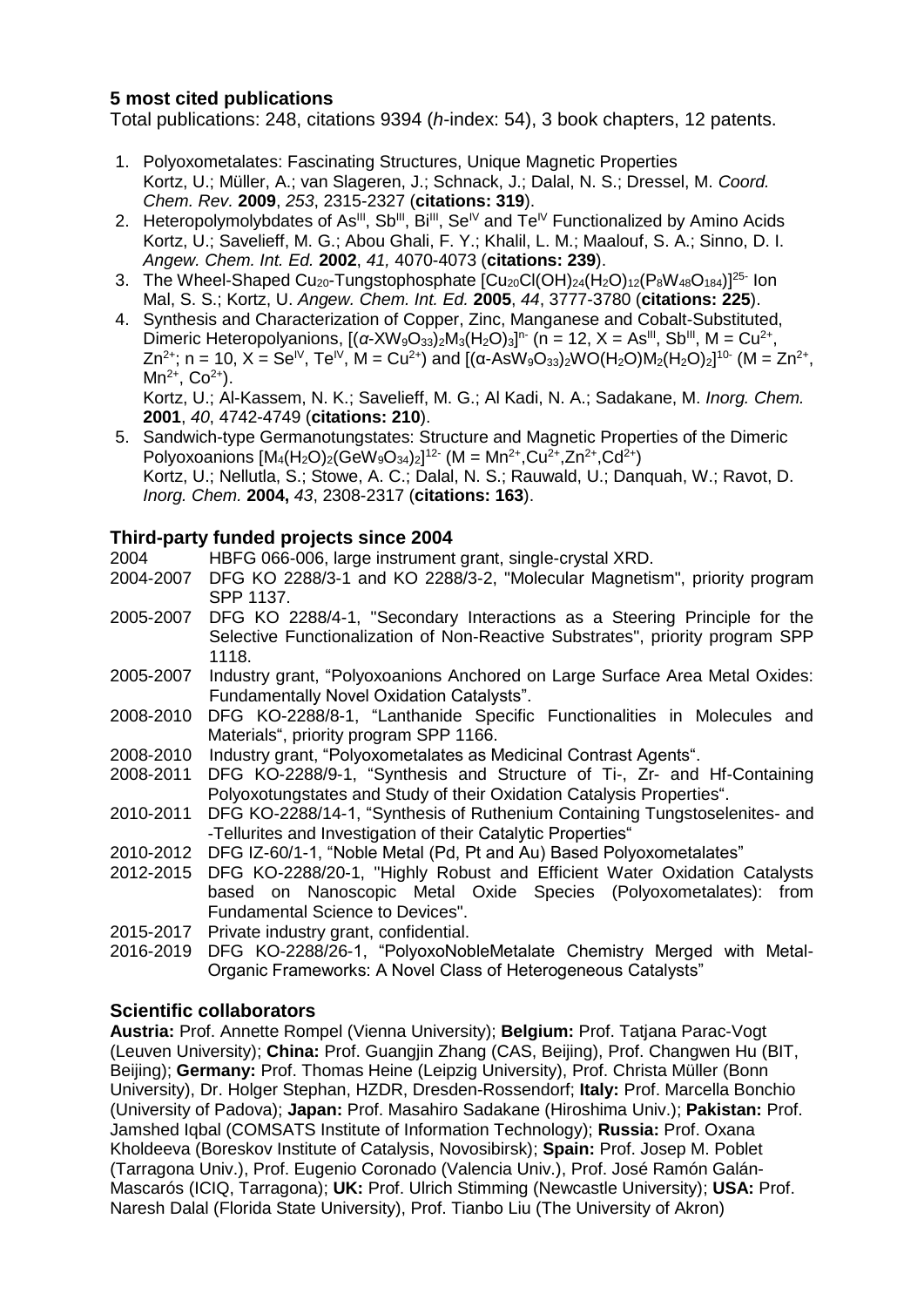## 5 most cited publications

Total publications: 248, citations 9394 (*h*-index: 54), 3 book chapters, 12 patents.

1. Polyoxometalates: Fascinating Structures, Unique Magnetic Properties
   Kortz, U.; Müller, A.; van Slageren, J.; Schnack, J.; Dalal, N. S.; Dressel, M. *Coord. Chem. Rev.* **2009**, *253*, 2315-2327 (**citations: 319**).
2. Heteropolymolybdates of $As^{III}$, $Sb^{III}$, $Bi^{III}$, $Se^{IV}$ and $Te^{IV}$ Functionalized by Amino Acids
   Kortz, U.; Savelieff, M. G.; Abou Ghali, F. Y.; Khalil, L. M.; Maalouf, S. A.; Sinno, D. I. *Angew. Chem. Int. Ed.* **2002**, *41,* 4070-4073 (**citations: 239**).
3. The Wheel-Shaped $Cu_{20}$-Tungstophosphate $[Cu_{20}Cl(OH)_{24}(H_2O)_{12}(P_8W_{48}O_{184})]^{25-}$ Ion
   Mal, S. S.; Kortz, U. *Angew. Chem. Int. Ed.* **2005**, *44*, 3777-3780 (**citations: 225**).
4. Synthesis and Characterization of Copper, Zinc, Manganese and Cobalt-Substituted, Dimeric Heteropolyanions, $[(\alpha\text{-}XW_9O_{33})_2M_3(H_2O)_3]^{n-}$ (n = 12, X = $As^{III}$, $Sb^{III}$, M = $Cu^{2+}$, $Zn^{2+}$; n = 10, X = $Se^{IV}$, $Te^{IV}$, M = $Cu^{2+}$) and $[(\alpha\text{-}AsW_9O_{33})_2WO(H_2O)M_2(H_2O)_2]^{10-}$ (M = $Zn^{2+}$, $Mn^{2+}$, $Co^{2+}$).
   Kortz, U.; Al-Kassem, N. K.; Savelieff, M. G.; Al Kadi, N. A.; Sadakane, M. *Inorg. Chem.* **2001**, *40*, 4742-4749 (**citations: 210**).
5. Sandwich-type Germanotungstates: Structure and Magnetic Properties of the Dimeric Polyoxoanions $[M_4(H_2O)_2(GeW_9O_{34})_2]^{12-}$ (M = $Mn^{2+}$, $Cu^{2+}$, $Zn^{2+}$, $Cd^{2+}$)
   Kortz, U.; Nellutla, S.; Stowe, A. C.; Dalal, N. S.; Rauwald, U.; Danquah, W.; Ravot, D. *Inorg. Chem.* **2004,** *43*, 2308-2317 (**citations: 163**).

## Third-party funded projects since 2004

| | |
|---|---|
| 2004 | HBFG 066-006, large instrument grant, single-crystal XRD. |
| 2004-2007 | DFG KO 2288/3-1 and KO 2288/3-2, "Molecular Magnetism", priority program SPP 1137. |
| 2005-2007 | DFG KO 2288/4-1, "Secondary Interactions as a Steering Principle for the Selective Functionalization of Non-Reactive Substrates", priority program SPP 1118. |
| 2005-2007 | Industry grant, "Polyoxoanions Anchored on Large Surface Area Metal Oxides: Fundamentally Novel Oxidation Catalysts". |
| 2008-2010 | DFG KO-2288/8-1, "Lanthanide Specific Functionalities in Molecules and Materials", priority program SPP 1166. |
| 2008-2010 | Industry grant, "Polyoxometalates as Medicinal Contrast Agents". |
| 2008-2011 | DFG KO-2288/9-1, "Synthesis and Structure of Ti-, Zr- and Hf-Containing Polyoxotungstates and Study of their Oxidation Catalysis Properties". |
| 2010-2011 | DFG KO-2288/14-1, "Synthesis of Ruthenium Containing Tungstoselenites- and -Tellurites and Investigation of their Catalytic Properties" |
| 2010-2012 | DFG IZ-60/1-1, "Noble Metal (Pd, Pt and Au) Based Polyoxometalates" |
| 2012-2015 | DFG KO-2288/20-1, "Highly Robust and Efficient Water Oxidation Catalysts based on Nanoscopic Metal Oxide Species (Polyoxometalates): from Fundamental Science to Devices". |
| 2015-2017 | Private industry grant, confidential. |
| 2016-2019 | DFG KO-2288/26-1, "PolyoxoNobleMetalate Chemistry Merged with Metal-Organic Frameworks: A Novel Class of Heterogeneous Catalysts" |

## Scientific collaborators

**Austria:** Prof. Annette Rompel (Vienna University); **Belgium:** Prof. Tatjana Parac-Vogt (Leuven University); **China:** Prof. Guangjin Zhang (CAS, Beijing), Prof. Changwen Hu (BIT, Beijing); **Germany:** Prof. Thomas Heine (Leipzig University), Prof. Christa Müller (Bonn University), Dr. Holger Stephan, HZDR, Dresden-Rossendorf; **Italy:** Prof. Marcella Bonchio (University of Padova); **Japan:** Prof. Masahiro Sadakane (Hiroshima Univ.); **Pakistan:** Prof. Jamshed Iqbal (COMSATS Institute of Information Technology); **Russia:** Prof. Oxana Kholdeeva (Boreskov Institute of Catalysis, Novosibirsk); **Spain:** Prof. Josep M. Poblet (Tarragona Univ.), Prof. Eugenio Coronado (Valencia Univ.), Prof. José Ramón Galán-Mascarós (ICIQ, Tarragona); **UK:** Prof. Ulrich Stimming (Newcastle University); **USA:** Prof. Naresh Dalal (Florida State University), Prof. Tianbo Liu (The University of Akron)